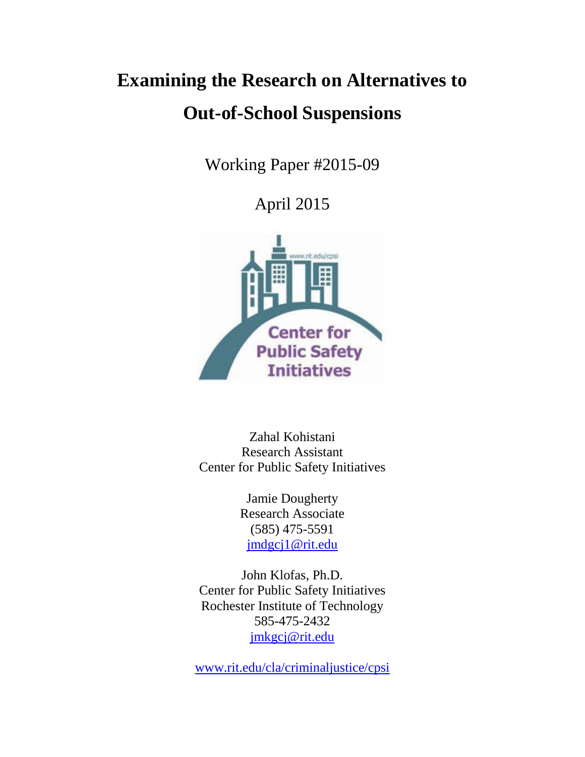# Examining the Research on Alternatives to Out-of-School Suspensions

Working Paper #2015-09

April 2015

Zahal Kohistani
Research Assistant
Center for Public Safety Initiatives

Jamie Dougherty
Research Associate
(585) 475-5591
jmdgcj1@rit.edu

John Klofas, Ph.D.
Center for Public Safety Initiatives
Rochester Institute of Technology
585-475-2432
jmkgcj@rit.edu

www.rit.edu/cla/criminaljustice/cpsi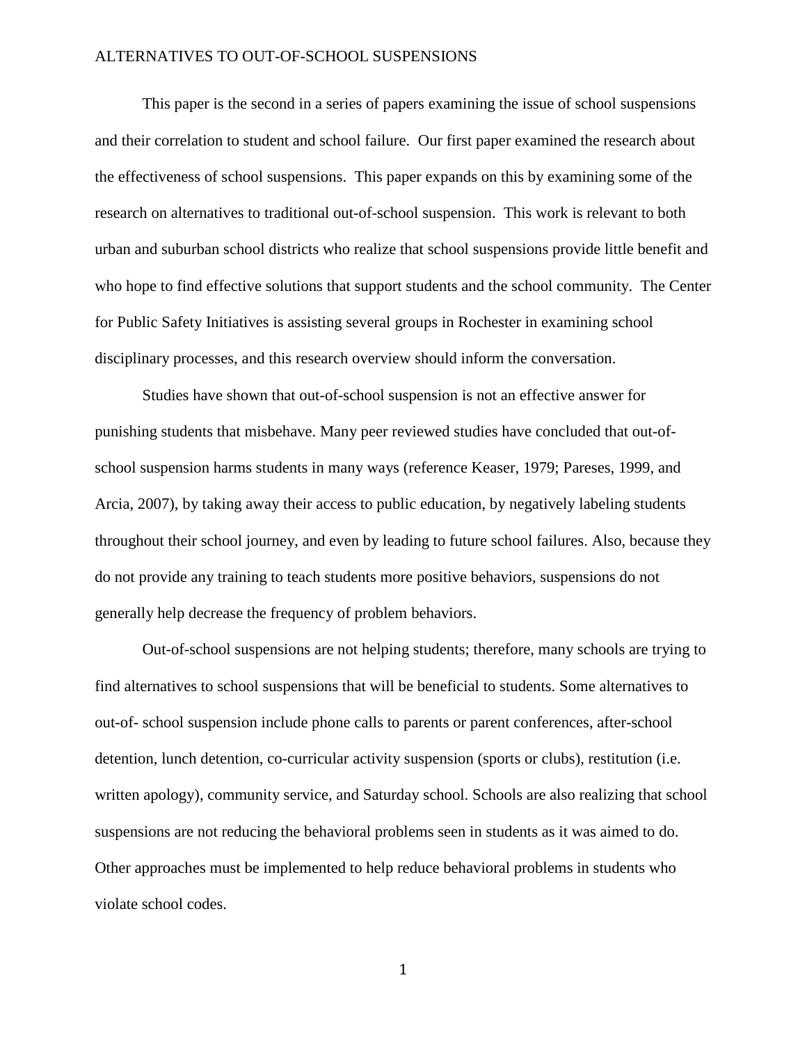This paper is the second in a series of papers examining the issue of school suspensions and their correlation to student and school failure. Our first paper examined the research about the effectiveness of school suspensions. This paper expands on this by examining some of the research on alternatives to traditional out-of-school suspension. This work is relevant to both urban and suburban school districts who realize that school suspensions provide little benefit and who hope to find effective solutions that support students and the school community. The Center for Public Safety Initiatives is assisting several groups in Rochester in examining school disciplinary processes, and this research overview should inform the conversation.

Studies have shown that out-of-school suspension is not an effective answer for punishing students that misbehave. Many peer reviewed studies have concluded that out-of-school suspension harms students in many ways (reference Keaser, 1979; Pareses, 1999, and Arcia, 2007), by taking away their access to public education, by negatively labeling students throughout their school journey, and even by leading to future school failures. Also, because they do not provide any training to teach students more positive behaviors, suspensions do not generally help decrease the frequency of problem behaviors.

Out-of-school suspensions are not helping students; therefore, many schools are trying to find alternatives to school suspensions that will be beneficial to students. Some alternatives to out-of- school suspension include phone calls to parents or parent conferences, after-school detention, lunch detention, co-curricular activity suspension (sports or clubs), restitution (i.e. written apology), community service, and Saturday school. Schools are also realizing that school suspensions are not reducing the behavioral problems seen in students as it was aimed to do. Other approaches must be implemented to help reduce behavioral problems in students who violate school codes.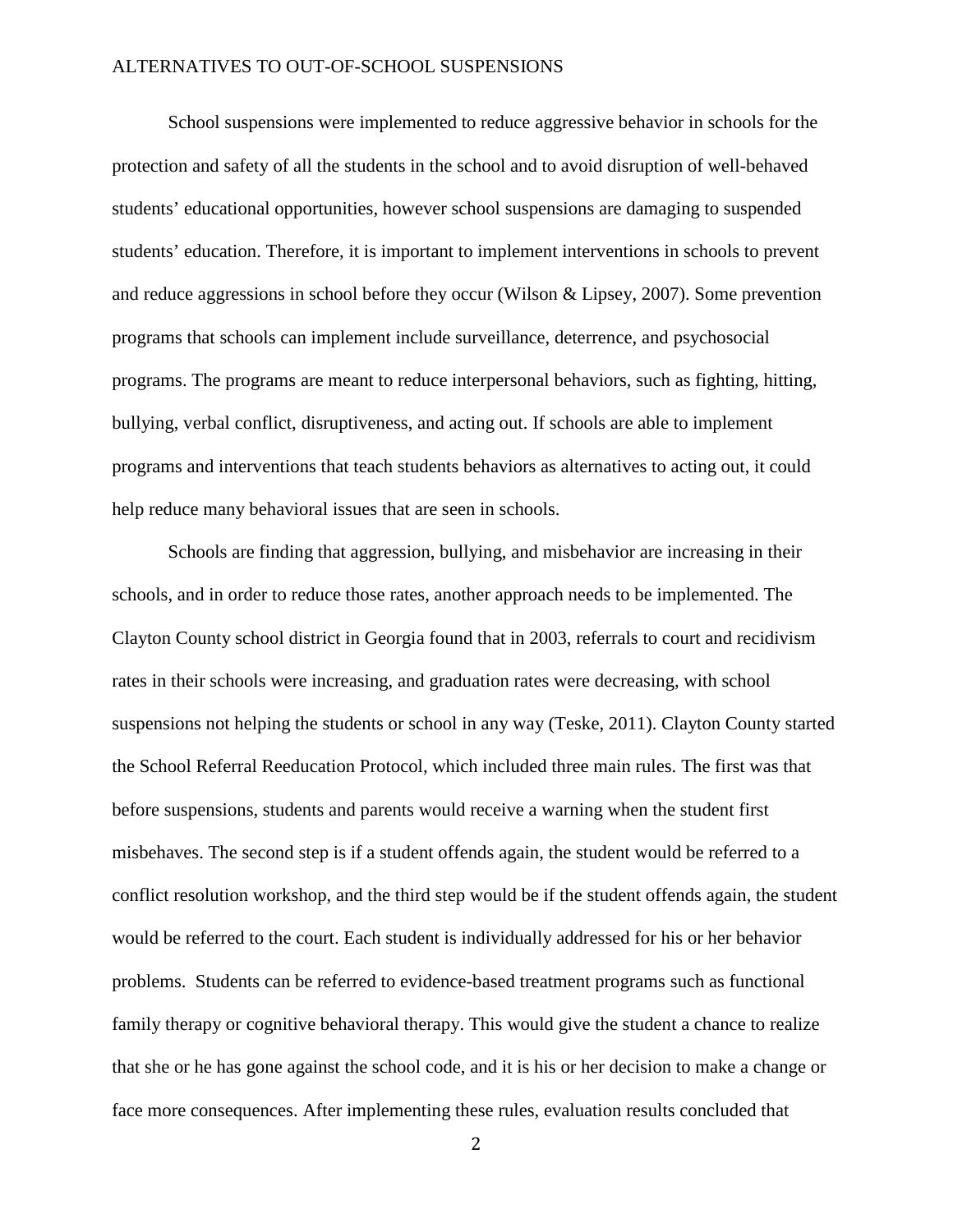School suspensions were implemented to reduce aggressive behavior in schools for the protection and safety of all the students in the school and to avoid disruption of well-behaved students' educational opportunities, however school suspensions are damaging to suspended students' education. Therefore, it is important to implement interventions in schools to prevent and reduce aggressions in school before they occur (Wilson & Lipsey, 2007). Some prevention programs that schools can implement include surveillance, deterrence, and psychosocial programs. The programs are meant to reduce interpersonal behaviors, such as fighting, hitting, bullying, verbal conflict, disruptiveness, and acting out. If schools are able to implement programs and interventions that teach students behaviors as alternatives to acting out, it could help reduce many behavioral issues that are seen in schools.

Schools are finding that aggression, bullying, and misbehavior are increasing in their schools, and in order to reduce those rates, another approach needs to be implemented. The Clayton County school district in Georgia found that in 2003, referrals to court and recidivism rates in their schools were increasing, and graduation rates were decreasing, with school suspensions not helping the students or school in any way (Teske, 2011). Clayton County started the School Referral Reeducation Protocol, which included three main rules. The first was that before suspensions, students and parents would receive a warning when the student first misbehaves. The second step is if a student offends again, the student would be referred to a conflict resolution workshop, and the third step would be if the student offends again, the student would be referred to the court. Each student is individually addressed for his or her behavior problems. Students can be referred to evidence-based treatment programs such as functional family therapy or cognitive behavioral therapy. This would give the student a chance to realize that she or he has gone against the school code, and it is his or her decision to make a change or face more consequences. After implementing these rules, evaluation results concluded that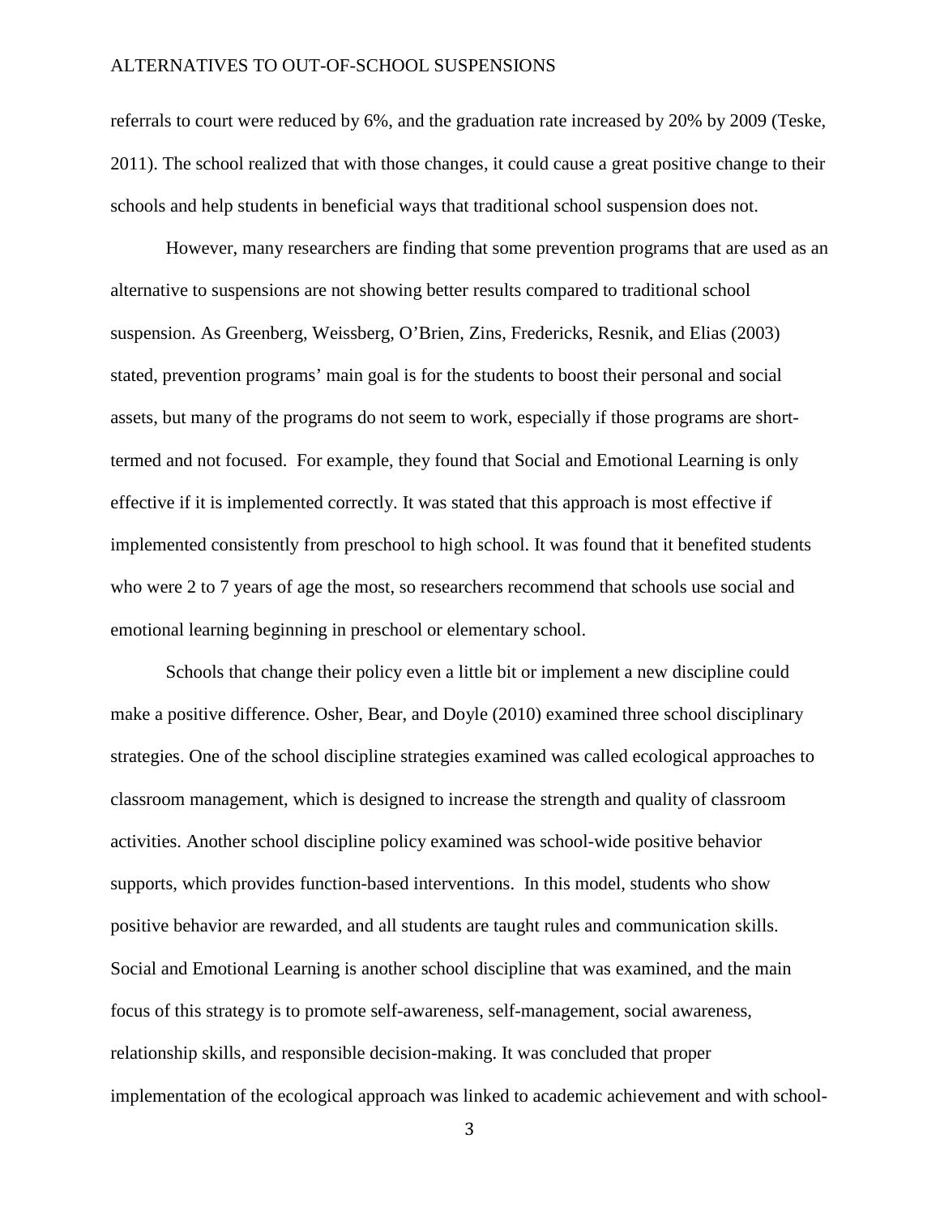referrals to court were reduced by 6%, and the graduation rate increased by 20% by 2009 (Teske, 2011). The school realized that with those changes, it could cause a great positive change to their schools and help students in beneficial ways that traditional school suspension does not.

However, many researchers are finding that some prevention programs that are used as an alternative to suspensions are not showing better results compared to traditional school suspension. As Greenberg, Weissberg, O'Brien, Zins, Fredericks, Resnik, and Elias (2003) stated, prevention programs' main goal is for the students to boost their personal and social assets, but many of the programs do not seem to work, especially if those programs are short-termed and not focused. For example, they found that Social and Emotional Learning is only effective if it is implemented correctly. It was stated that this approach is most effective if implemented consistently from preschool to high school. It was found that it benefited students who were 2 to 7 years of age the most, so researchers recommend that schools use social and emotional learning beginning in preschool or elementary school.

Schools that change their policy even a little bit or implement a new discipline could make a positive difference. Osher, Bear, and Doyle (2010) examined three school disciplinary strategies. One of the school discipline strategies examined was called ecological approaches to classroom management, which is designed to increase the strength and quality of classroom activities. Another school discipline policy examined was school-wide positive behavior supports, which provides function-based interventions. In this model, students who show positive behavior are rewarded, and all students are taught rules and communication skills. Social and Emotional Learning is another school discipline that was examined, and the main focus of this strategy is to promote self-awareness, self-management, social awareness, relationship skills, and responsible decision-making. It was concluded that proper implementation of the ecological approach was linked to academic achievement and with school-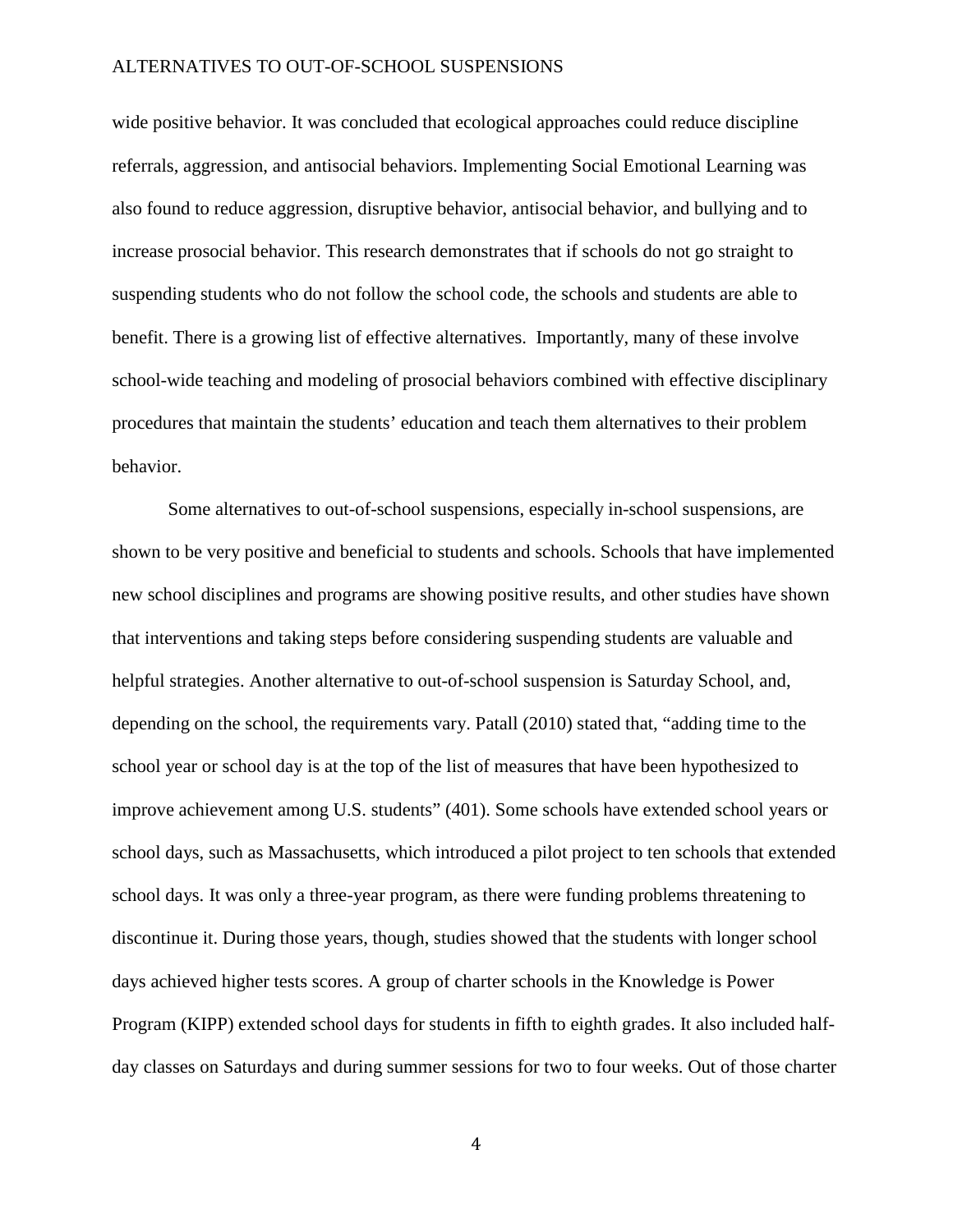wide positive behavior. It was concluded that ecological approaches could reduce discipline referrals, aggression, and antisocial behaviors. Implementing Social Emotional Learning was also found to reduce aggression, disruptive behavior, antisocial behavior, and bullying and to increase prosocial behavior. This research demonstrates that if schools do not go straight to suspending students who do not follow the school code, the schools and students are able to benefit. There is a growing list of effective alternatives. Importantly, many of these involve school-wide teaching and modeling of prosocial behaviors combined with effective disciplinary procedures that maintain the students' education and teach them alternatives to their problem behavior.

Some alternatives to out-of-school suspensions, especially in-school suspensions, are shown to be very positive and beneficial to students and schools. Schools that have implemented new school disciplines and programs are showing positive results, and other studies have shown that interventions and taking steps before considering suspending students are valuable and helpful strategies. Another alternative to out-of-school suspension is Saturday School, and, depending on the school, the requirements vary. Patall (2010) stated that, "adding time to the school year or school day is at the top of the list of measures that have been hypothesized to improve achievement among U.S. students" (401). Some schools have extended school years or school days, such as Massachusetts, which introduced a pilot project to ten schools that extended school days. It was only a three-year program, as there were funding problems threatening to discontinue it. During those years, though, studies showed that the students with longer school days achieved higher tests scores. A group of charter schools in the Knowledge is Power Program (KIPP) extended school days for students in fifth to eighth grades. It also included half-day classes on Saturdays and during summer sessions for two to four weeks. Out of those charter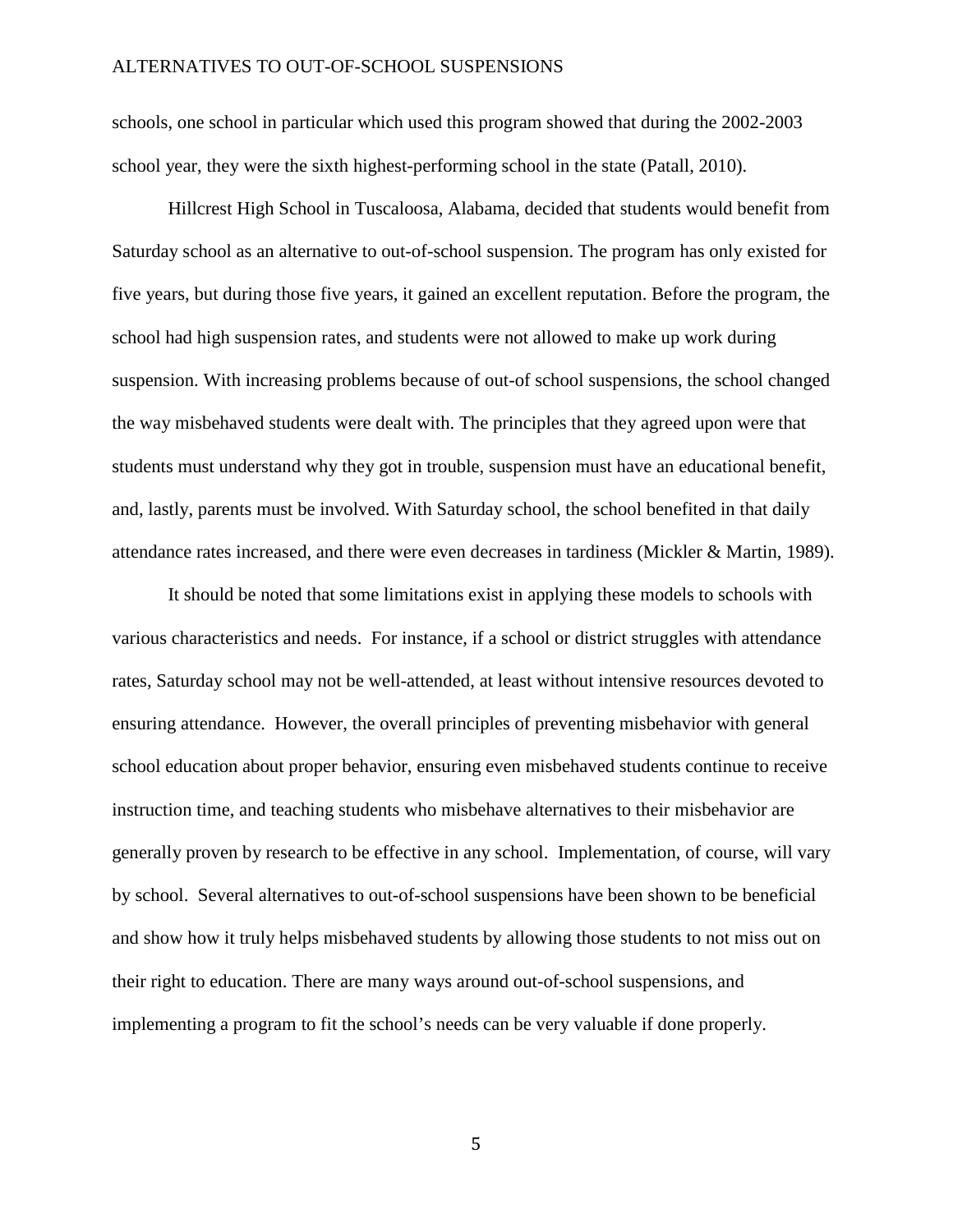schools, one school in particular which used this program showed that during the 2002-2003 school year, they were the sixth highest-performing school in the state (Patall, 2010).

Hillcrest High School in Tuscaloosa, Alabama, decided that students would benefit from Saturday school as an alternative to out-of-school suspension. The program has only existed for five years, but during those five years, it gained an excellent reputation. Before the program, the school had high suspension rates, and students were not allowed to make up work during suspension. With increasing problems because of out-of school suspensions, the school changed the way misbehaved students were dealt with. The principles that they agreed upon were that students must understand why they got in trouble, suspension must have an educational benefit, and, lastly, parents must be involved. With Saturday school, the school benefited in that daily attendance rates increased, and there were even decreases in tardiness (Mickler & Martin, 1989).

It should be noted that some limitations exist in applying these models to schools with various characteristics and needs. For instance, if a school or district struggles with attendance rates, Saturday school may not be well-attended, at least without intensive resources devoted to ensuring attendance. However, the overall principles of preventing misbehavior with general school education about proper behavior, ensuring even misbehaved students continue to receive instruction time, and teaching students who misbehave alternatives to their misbehavior are generally proven by research to be effective in any school. Implementation, of course, will vary by school. Several alternatives to out-of-school suspensions have been shown to be beneficial and show how it truly helps misbehaved students by allowing those students to not miss out on their right to education. There are many ways around out-of-school suspensions, and implementing a program to fit the school's needs can be very valuable if done properly.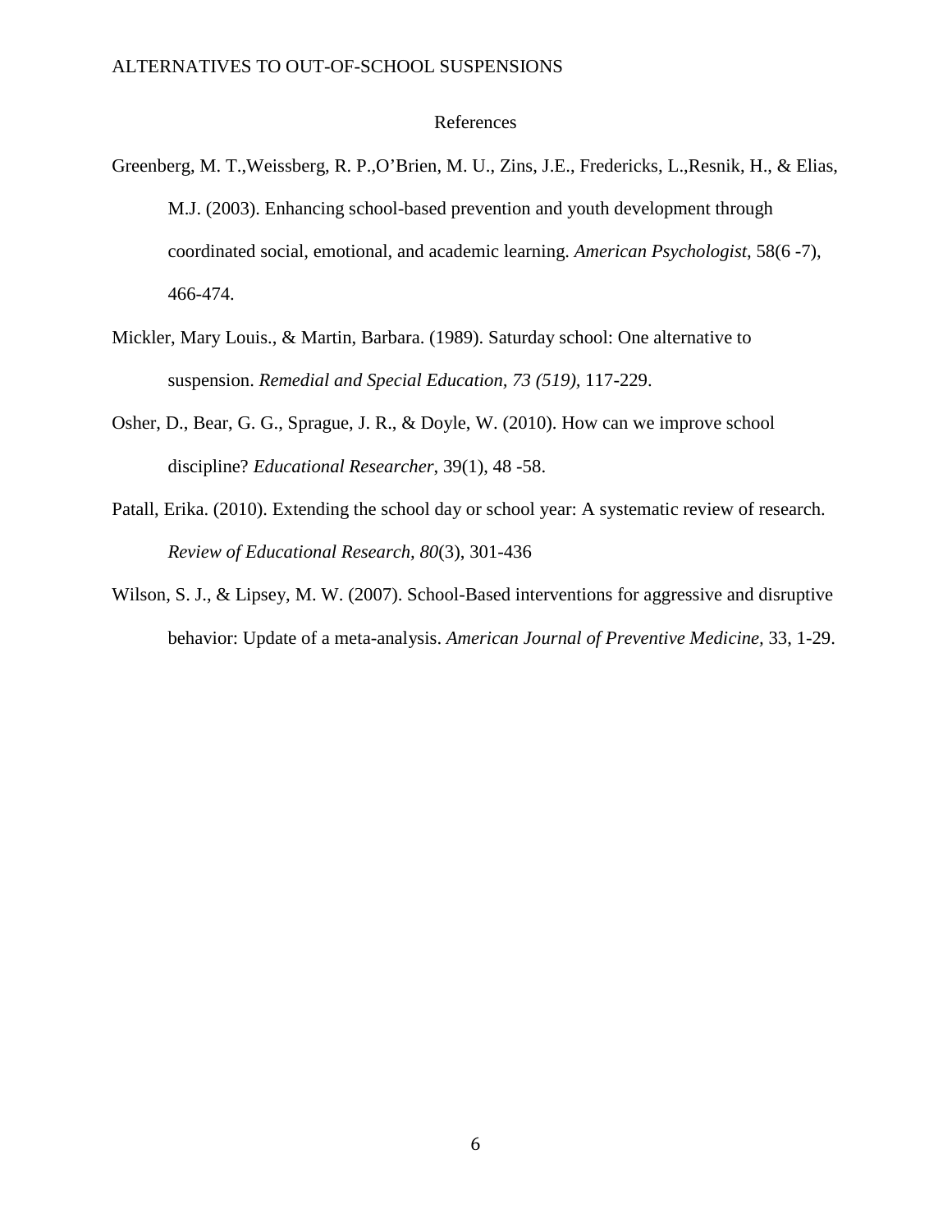# References

Greenberg, M. T.,Weissberg, R. P.,O'Brien, M. U., Zins, J.E., Fredericks, L.,Resnik, H., & Elias, M.J. (2003). Enhancing school-based prevention and youth development through coordinated social, emotional, and academic learning. *American Psychologist*, 58(6 -7), 466-474.

Mickler, Mary Louis., & Martin, Barbara. (1989). Saturday school: One alternative to suspension. *Remedial and Special Education, 73 (519)*, 117-229.

Osher, D., Bear, G. G., Sprague, J. R., & Doyle, W. (2010). How can we improve school discipline? *Educational Researcher*, 39(1), 48 -58.

Patall, Erika. (2010). Extending the school day or school year: A systematic review of research. *Review of Educational Research, 80*(3), 301-436

Wilson, S. J., & Lipsey, M. W. (2007). School-Based interventions for aggressive and disruptive behavior: Update of a meta-analysis. *American Journal of Preventive Medicine,* 33, 1-29.